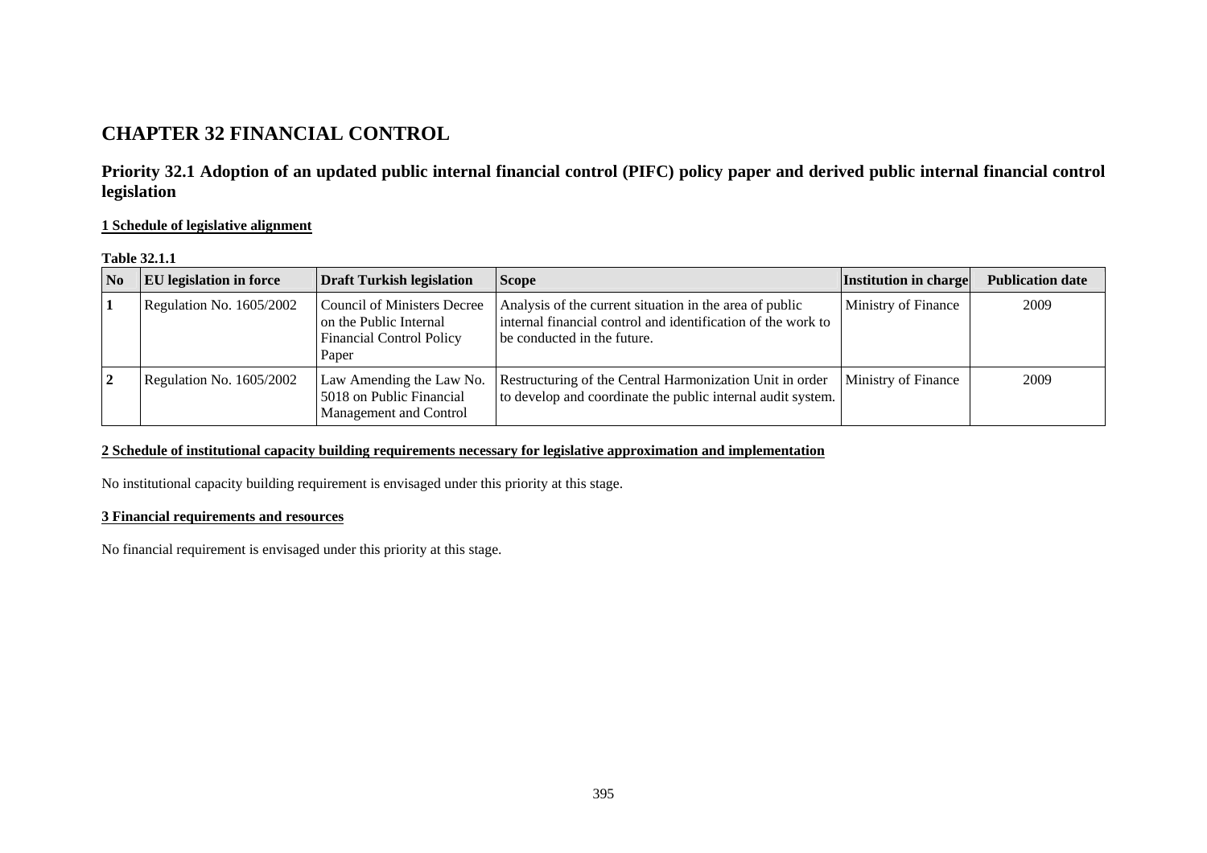# CHAPTER 32 FINANCIAL CONTROL

## Priority 32.1 Adoption of an updated public internal financial control (PIFC) policy paper and derived public internal financial control legislation

### 1 Schedule of legislative alignment

**Table 32.1.1**

| No | EU legislation in force | Draft Turkish legislation | Scope | Institution in charge | Publication date |
|---|---|---|---|---|---|
| 1 | Regulation No. 1605/2002 | Council of Ministers Decree on the Public Internal Financial Control Policy Paper | Analysis of the current situation in the area of public internal financial control and identification of the work to be conducted in the future. | Ministry of Finance | 2009 |
| 2 | Regulation No. 1605/2002 | Law Amending the Law No. 5018 on Public Financial Management and Control | Restructuring of the Central Harmonization Unit in order to develop and coordinate the public internal audit system. | Ministry of Finance | 2009 |

### 2 Schedule of institutional capacity building requirements necessary for legislative approximation and implementation

No institutional capacity building requirement is envisaged under this priority at this stage.

### 3 Financial requirements and resources

No financial requirement is envisaged under this priority at this stage.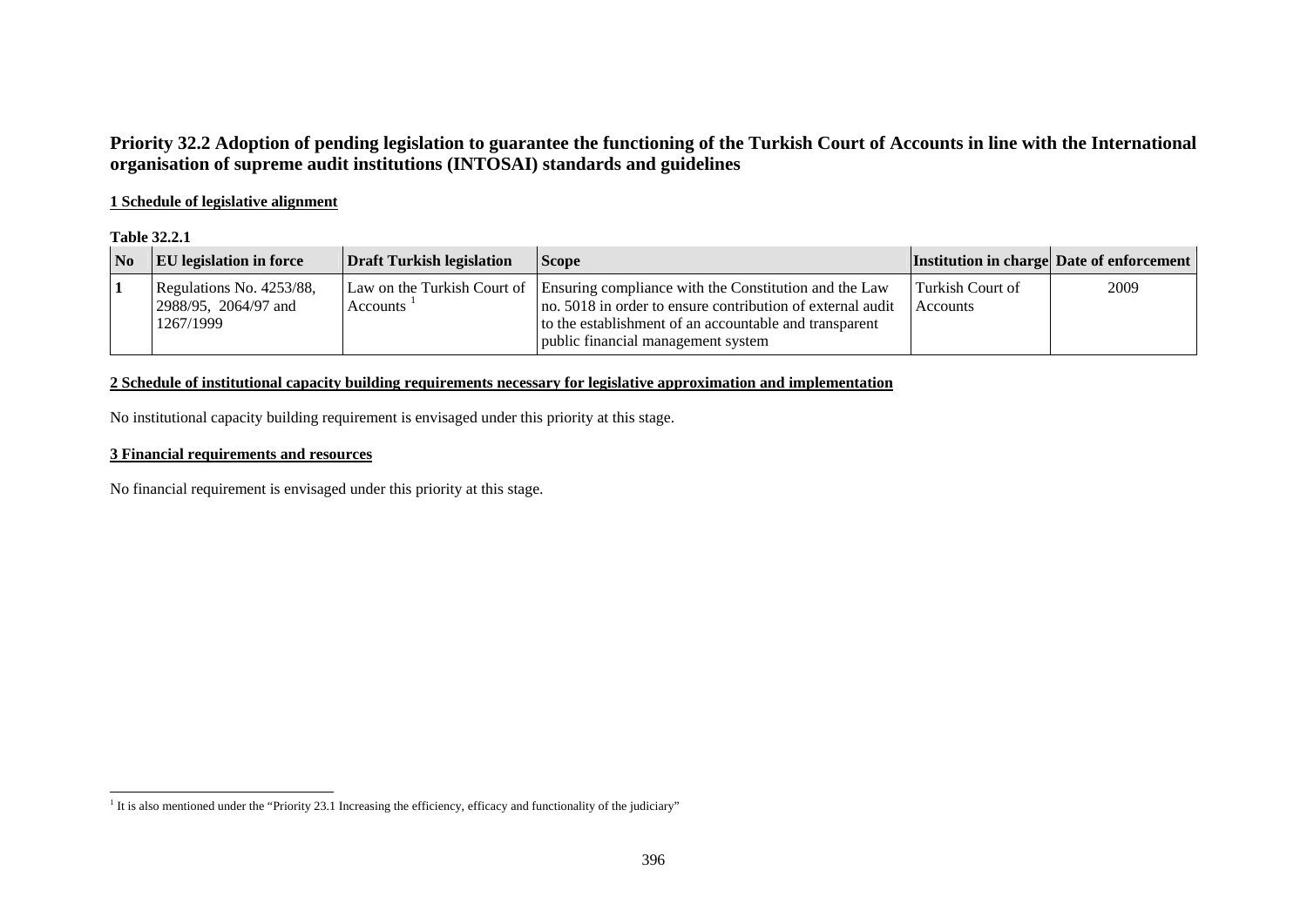## Priority 32.2 Adoption of pending legislation to guarantee the functioning of the Turkish Court of Accounts in line with the International organisation of supreme audit institutions (INTOSAI) standards and guidelines

### 1 Schedule of legislative alignment

**Table 32.2.1**

| No | EU legislation in force | Draft Turkish legislation | Scope | Institution in charge | Date of enforcement |
|---|---|---|---|---|---|
| **1** | Regulations No. 4253/88, 2988/95, 2064/97 and 1267/1999 | Law on the Turkish Court of Accounts [1] | Ensuring compliance with the Constitution and the Law no. 5018 in order to ensure contribution of external audit to the establishment of an accountable and transparent public financial management system | Turkish Court of Accounts | 2009 |

### 2 Schedule of institutional capacity building requirements necessary for legislative approximation and implementation

No institutional capacity building requirement is envisaged under this priority at this stage.

### 3 Financial requirements and resources

No financial requirement is envisaged under this priority at this stage.

[1] It is also mentioned under the "Priority 23.1 Increasing the efficiency, efficacy and functionality of the judiciary"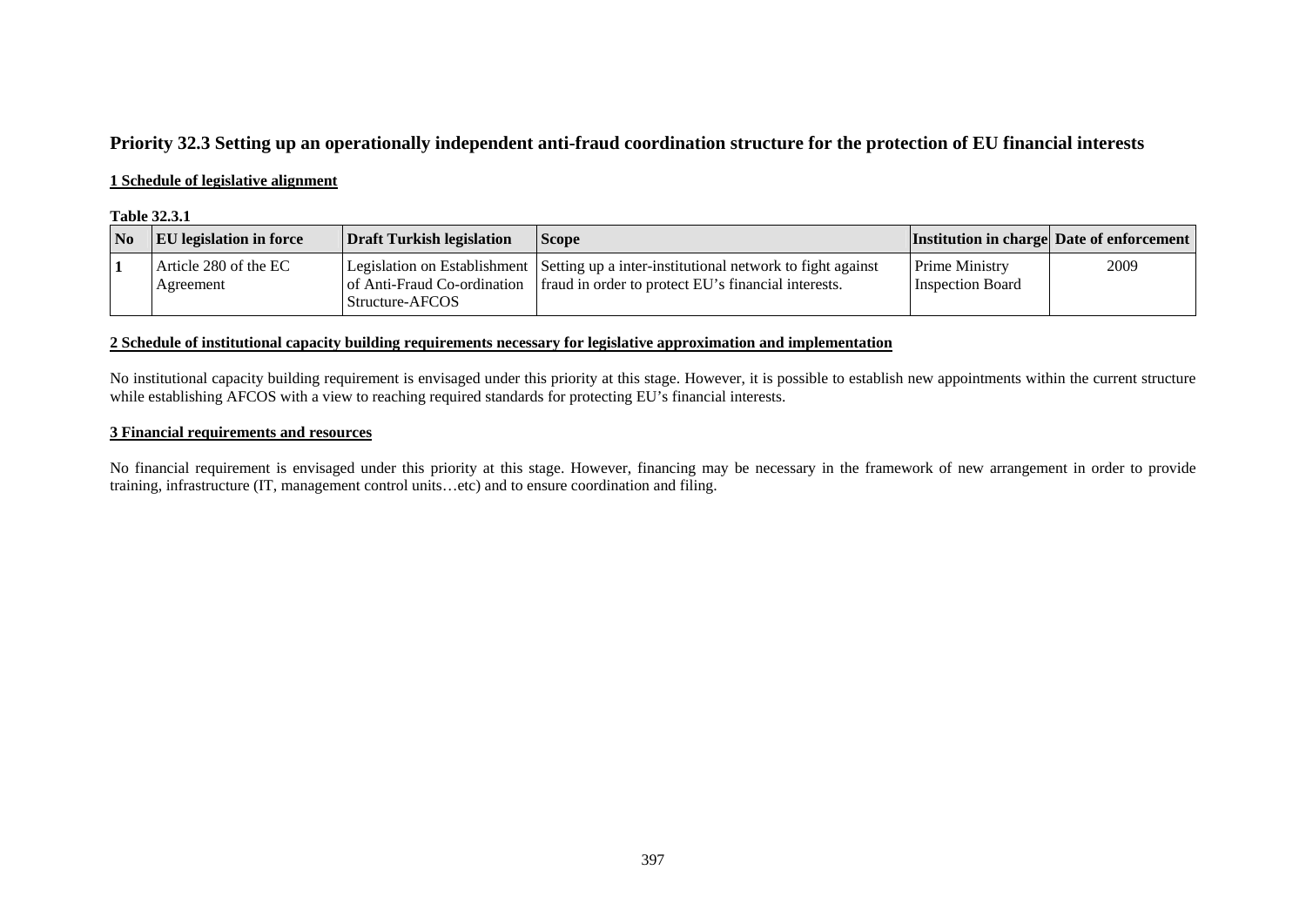## Priority 32.3 Setting up an operationally independent anti-fraud coordination structure for the protection of EU financial interests

### 1 Schedule of legislative alignment

**Table 32.3.1**

| No | EU legislation in force | Draft Turkish legislation | Scope | Institution in charge | Date of enforcement |
|---|---|---|---|---|---|
| 1 | Article 280 of the EC Agreement | Legislation on Establishment of Anti-Fraud Co-ordination Structure-AFCOS | Setting up a inter-institutional network to fight against fraud in order to protect EU's financial interests. | Prime Ministry Inspection Board | 2009 |

### 2 Schedule of institutional capacity building requirements necessary for legislative approximation and implementation

No institutional capacity building requirement is envisaged under this priority at this stage. However, it is possible to establish new appointments within the current structure while establishing AFCOS with a view to reaching required standards for protecting EU's financial interests.

### 3 Financial requirements and resources

No financial requirement is envisaged under this priority at this stage. However, financing may be necessary in the framework of new arrangement in order to provide training, infrastructure (IT, management control units…etc) and to ensure coordination and filing.